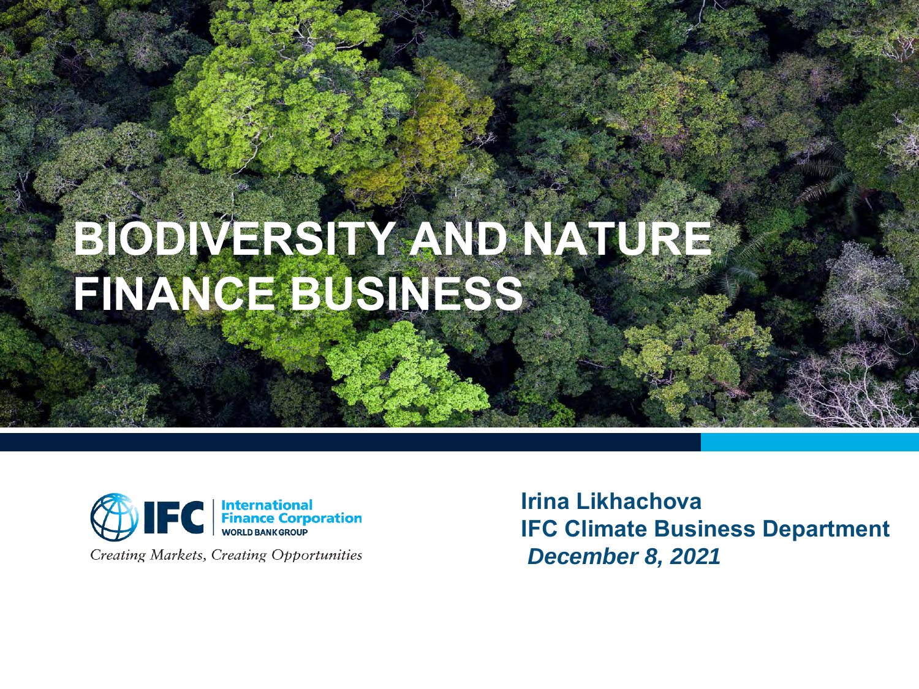# BIODIVERSITY AND NATURE FINANCE BUSINESS

**International Finance Corporation**
**WORLD BANK GROUP**

*Creating Markets, Creating Opportunities*

**Irina Likhachova**
**IFC Climate Business Department**
***December 8, 2021***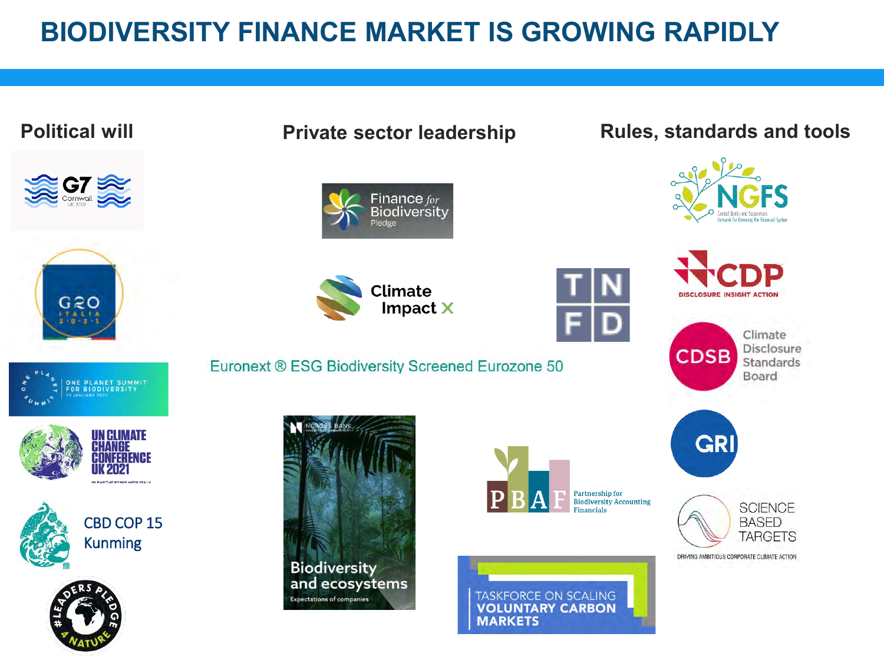# BIODIVERSITY FINANCE MARKET IS GROWING RAPIDLY

## Political will

- G7 Cornwall UK 2021
- G20 Italia 2021
- One Planet Summit for Biodiversity, 11 January 2021
- UN Climate Change Conference UK 2021 in partnership with Italy
- CBD COP 15 Kunming
- #Leaders Pledge 4 Nature

## Private sector leadership

- Finance for Biodiversity Pledge
- Climate Impact X
- Euronext ® ESG Biodiversity Screened Eurozone 50
- Norges Bank Investment Management – Biodiversity and ecosystems: Expectations of companies
- PBAF – Partnership for Biodiversity Accounting Financials
- Taskforce on Scaling Voluntary Carbon Markets

## Rules, standards and tools

- TNFD
- NGFS – Central Banks and Supervisors Network for Greening the Financial System
- CDP – Disclosure Insight Action
- CDSB – Climate Disclosure Standards Board
- GRI
- Science Based Targets – Driving ambitious corporate climate action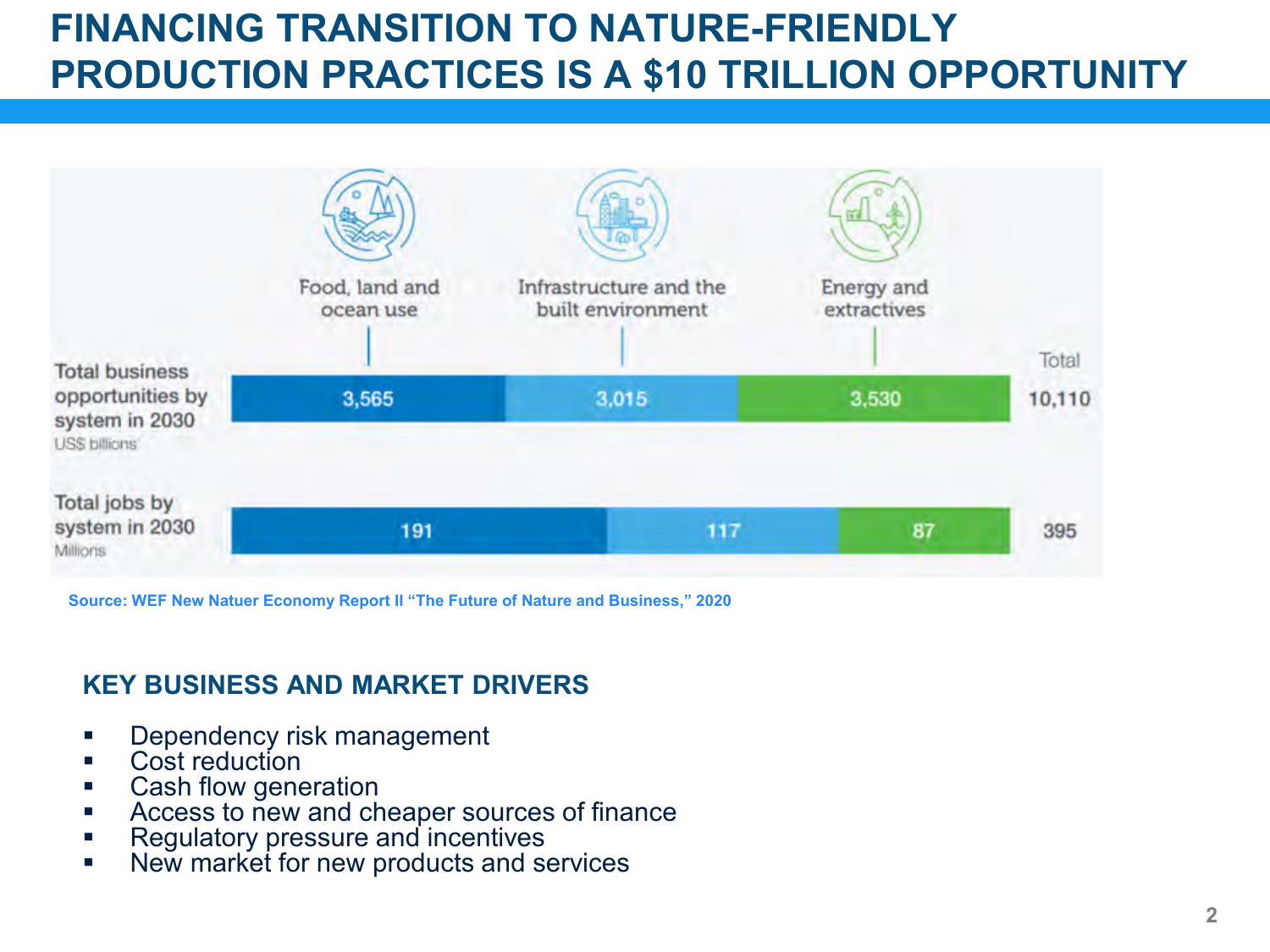# FINANCING TRANSITION TO NATURE-FRIENDLY PRODUCTION PRACTICES IS A $10 TRILLION OPPORTUNITY

| | Food, land and ocean use | Infrastructure and the built environment | Energy and extractives | Total |
|---|---|---|---|---|
| Total business opportunities by system in 2030 (US$ billions) | 3,565 | 3,015 | 3,530 | 10,110 |
| Total jobs by system in 2030 (Millions) | 191 | 117 | 87 | 395 |

Source: WEF New Natuer Economy Report II "The Future of Nature and Business," 2020

## KEY BUSINESS AND MARKET DRIVERS

- Dependency risk management
- Cost reduction
- Cash flow generation
- Access to new and cheaper sources of finance
- Regulatory pressure and incentives
- New market for new products and services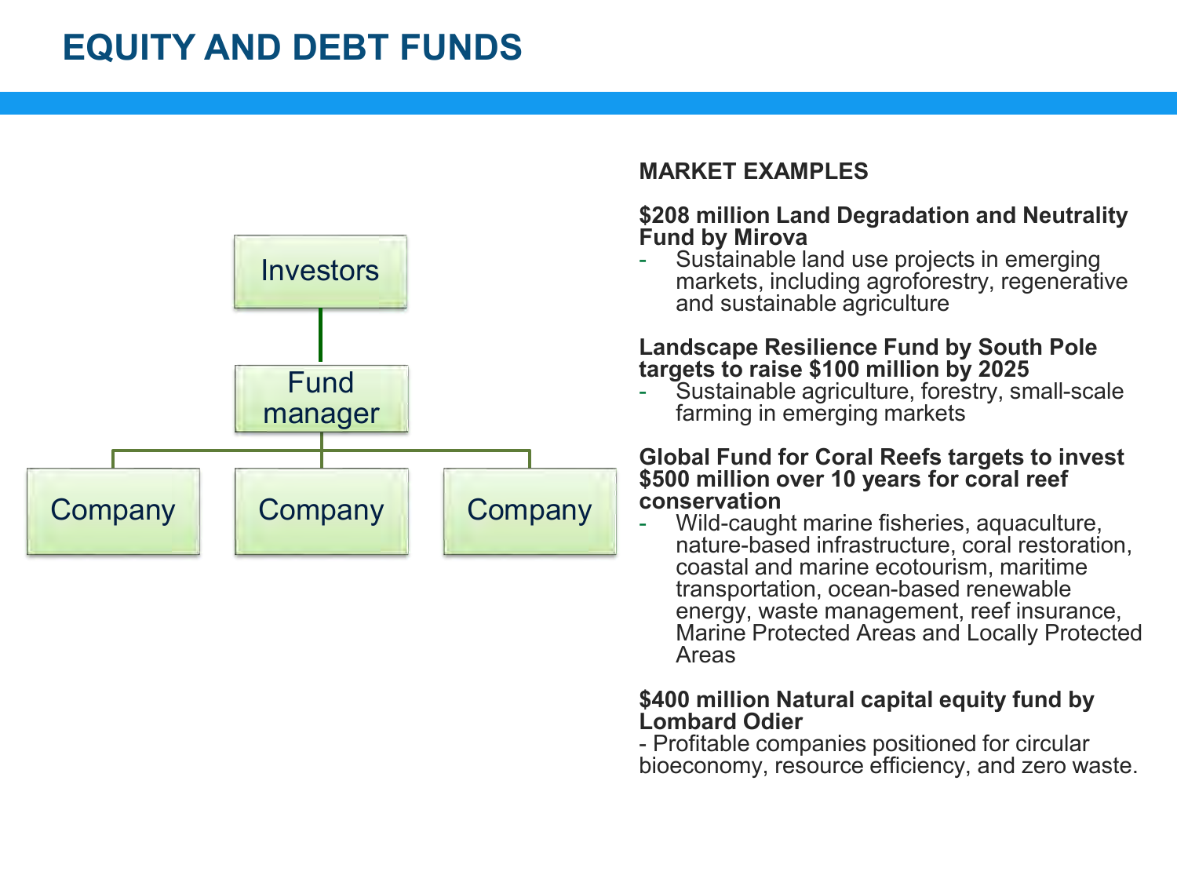# EQUITY AND DEBT FUNDS

Investors

Fund manager

Company | Company | Company

**MARKET EXAMPLES**

**$208 million Land Degradation and Neutrality Fund by Mirova**

- Sustainable land use projects in emerging markets, including agroforestry, regenerative and sustainable agriculture

**Landscape Resilience Fund by South Pole targets to raise $100 million by 2025**

- Sustainable agriculture, forestry, small-scale farming in emerging markets

**Global Fund for Coral Reefs targets to invest $500 million over 10 years for coral reef conservation**

- Wild-caught marine fisheries, aquaculture, nature-based infrastructure, coral restoration, coastal and marine ecotourism, maritime transportation, ocean-based renewable energy, waste management, reef insurance, Marine Protected Areas and Locally Protected Areas

**$400 million Natural capital equity fund by Lombard Odier**

- Profitable companies positioned for circular bioeconomy, resource efficiency, and zero waste.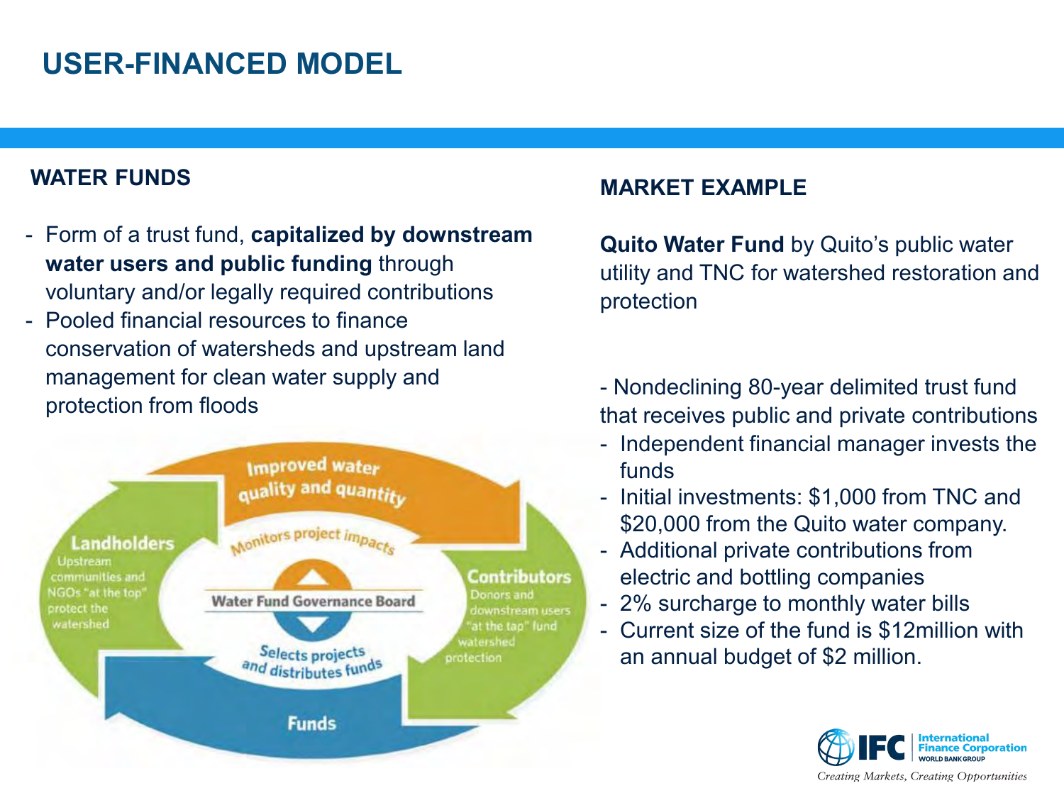# USER-FINANCED MODEL

## WATER FUNDS

- Form of a trust fund, **capitalized by downstream water users and public funding** through voluntary and/or legally required contributions
- Pooled financial resources to finance conservation of watersheds and upstream land management for clean water supply and protection from floods

Improved water quality and quantity

Monitors project impacts

Landholders
Upstream communities and NGOs "at the top" protect the watershed

Water Fund Governance Board

Contributors
Donors and downstream users "at the tap" fund watershed protection

Selects projects and distributes funds

Funds

## MARKET EXAMPLE

**Quito Water Fund** by Quito's public water utility and TNC for watershed restoration and protection

- Nondeclining 80-year delimited trust fund that receives public and private contributions
  - Independent financial manager invests the funds
  - Initial investments: $1,000 from TNC and $20,000 from the Quito water company.
  - Additional private contributions from electric and bottling companies
  - 2% surcharge to monthly water bills
  - Current size of the fund is $12million with an annual budget of $2 million.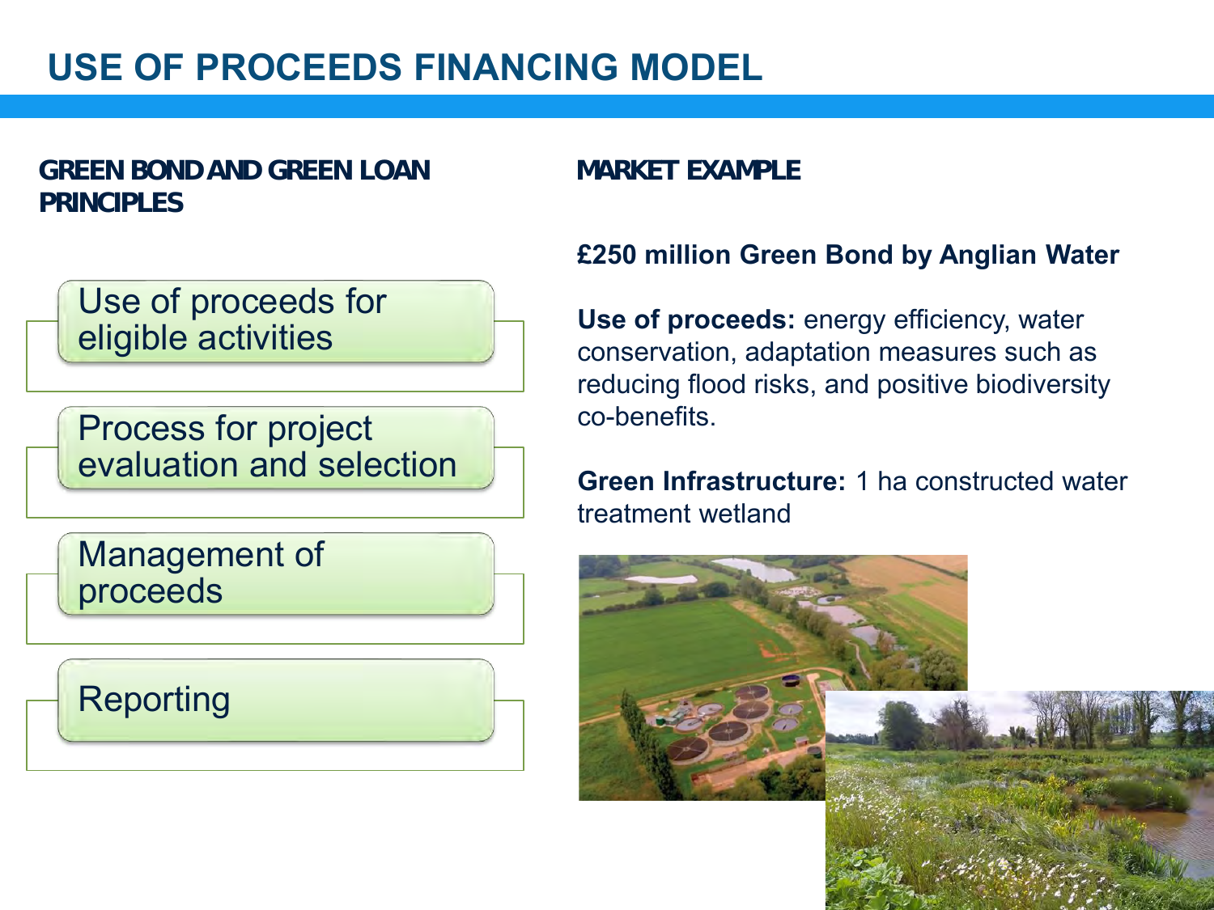# USE OF PROCEEDS FINANCING MODEL

## GREEN BOND AND GREEN LOAN PRINCIPLES

- Use of proceeds for eligible activities
- Process for project evaluation and selection
- Management of proceeds
- Reporting

## MARKET EXAMPLE

**£250 million Green Bond by Anglian Water**

**Use of proceeds:** energy efficiency, water conservation, adaptation measures such as reducing flood risks, and positive biodiversity co-benefits.

**Green Infrastructure:** 1 ha constructed water treatment wetland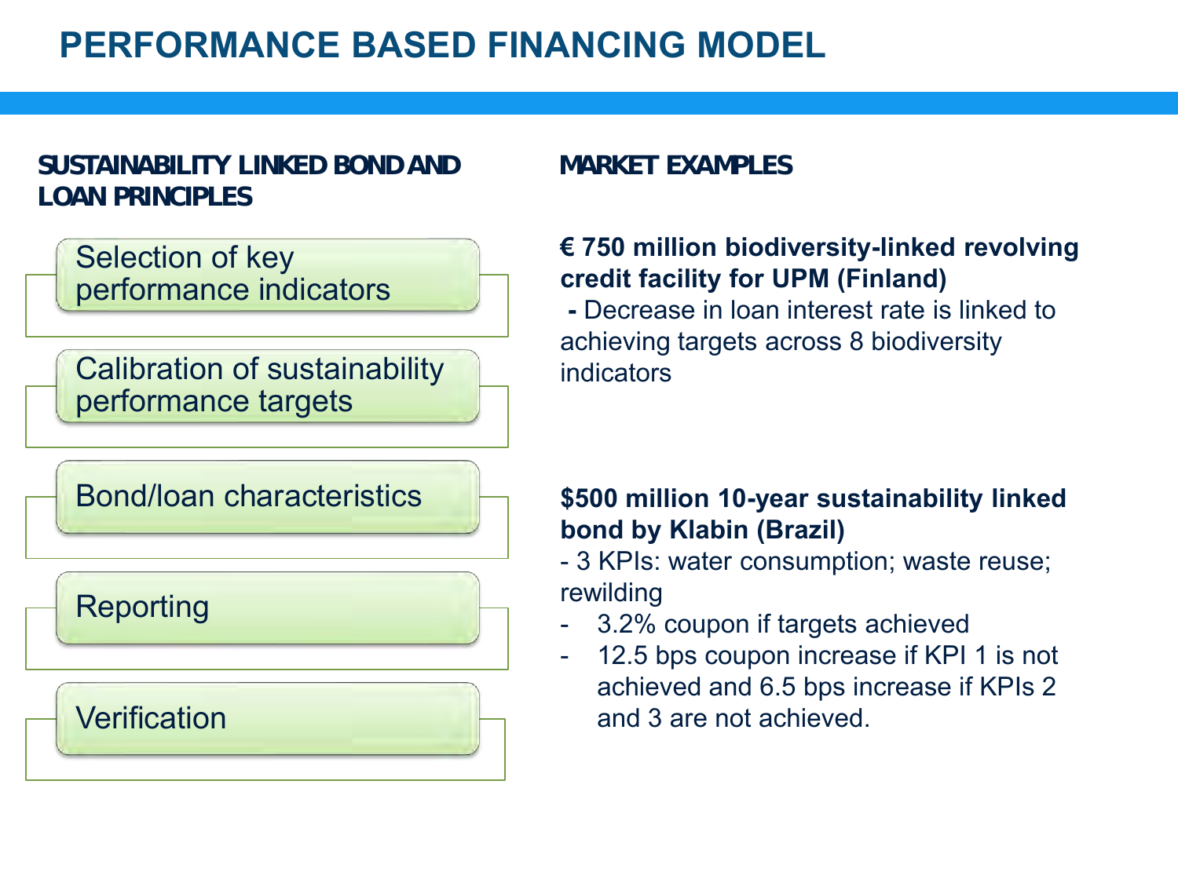# PERFORMANCE BASED FINANCING MODEL

## SUSTAINABILITY LINKED BOND AND LOAN PRINCIPLES

- Selection of key performance indicators
- Calibration of sustainability performance targets
- Bond/loan characteristics
- Reporting
- Verification

## MARKET EXAMPLES

**€ 750 million biodiversity-linked revolving credit facility for UPM (Finland)**

**-** Decrease in loan interest rate is linked to achieving targets across 8 biodiversity indicators

**$500 million 10-year sustainability linked bond by Klabin (Brazil)**

- 3 KPIs: water consumption; waste reuse; rewilding
- 3.2% coupon if targets achieved
- 12.5 bps coupon increase if KPI 1 is not achieved and 6.5 bps increase if KPIs 2 and 3 are not achieved.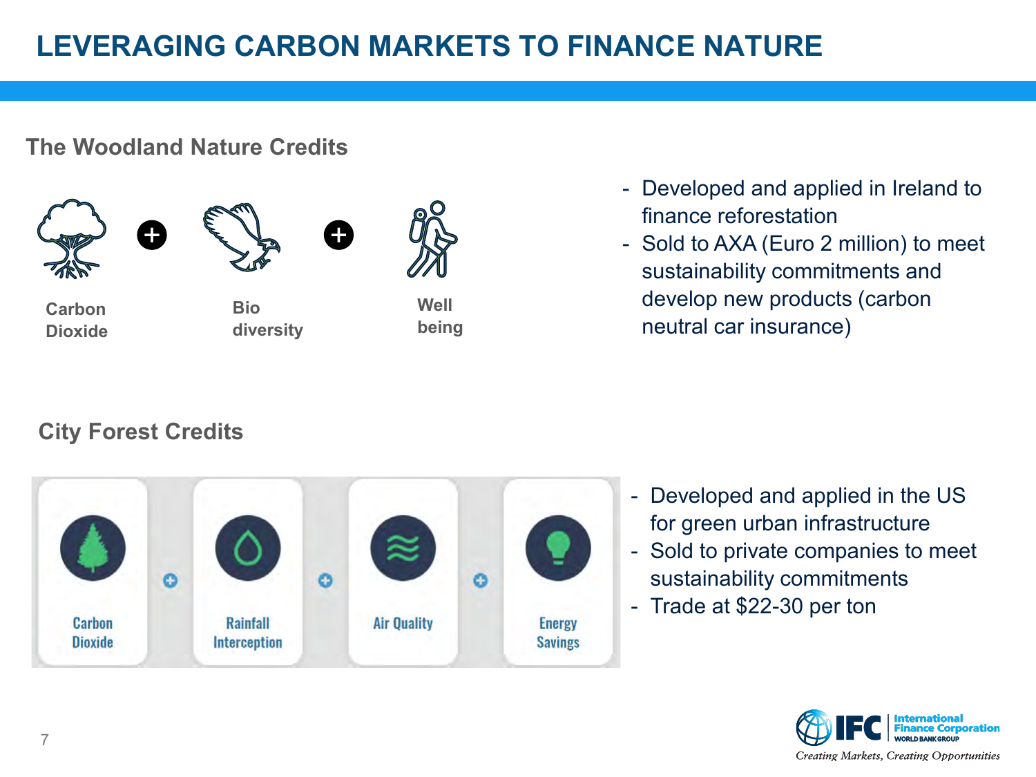# LEVERAGING CARBON MARKETS TO FINANCE NATURE

## The Woodland Nature Credits

Carbon Dioxide + Bio diversity + Well being

- Developed and applied in Ireland to finance reforestation
- Sold to AXA (Euro 2 million) to meet sustainability commitments and develop new products (carbon neutral car insurance)

## City Forest Credits

Carbon Dioxide + Rainfall Interception + Air Quality + Energy Savings

- Developed and applied in the US for green urban infrastructure
- Sold to private companies to meet sustainability commitments
- Trade at $22-30 per ton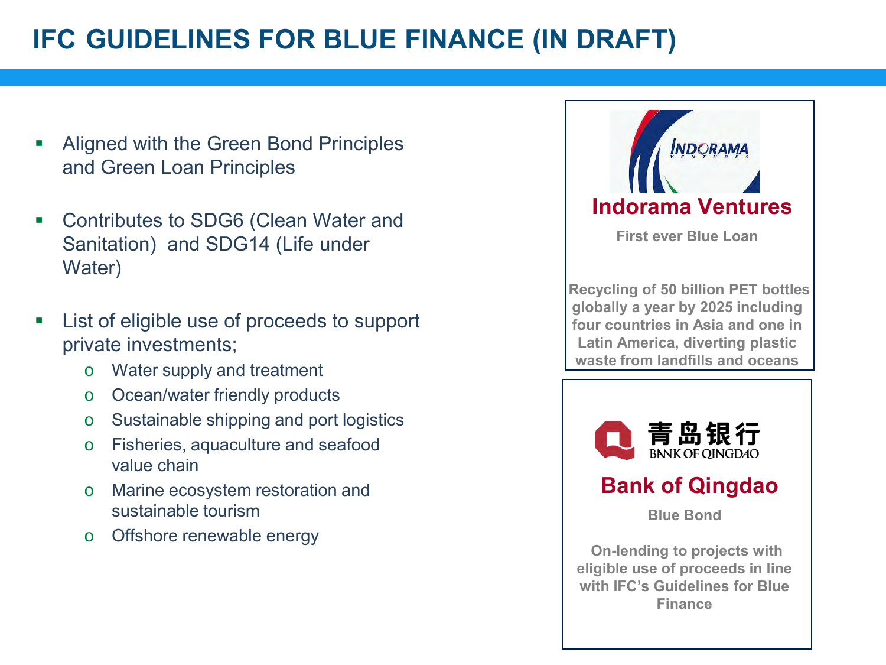# IFC GUIDELINES FOR BLUE FINANCE (IN DRAFT)

- Aligned with the Green Bond Principles and Green Loan Principles
- Contributes to SDG6 (Clean Water and Sanitation) and SDG14 (Life under Water)
- List of eligible use of proceeds to support private investments;
  - Water supply and treatment
  - Ocean/water friendly products
  - Sustainable shipping and port logistics
  - Fisheries, aquaculture and seafood value chain
  - Marine ecosystem restoration and sustainable tourism
  - Offshore renewable energy

**Indorama Ventures**

**First ever Blue Loan**

**Recycling of 50 billion PET bottles globally a year by 2025 including four countries in Asia and one in Latin America, diverting plastic waste from landfills and oceans**

青岛银行 BANK OF QINGDAO

**Bank of Qingdao**

**Blue Bond**

**On-lending to projects with eligible use of proceeds in line with IFC's Guidelines for Blue Finance**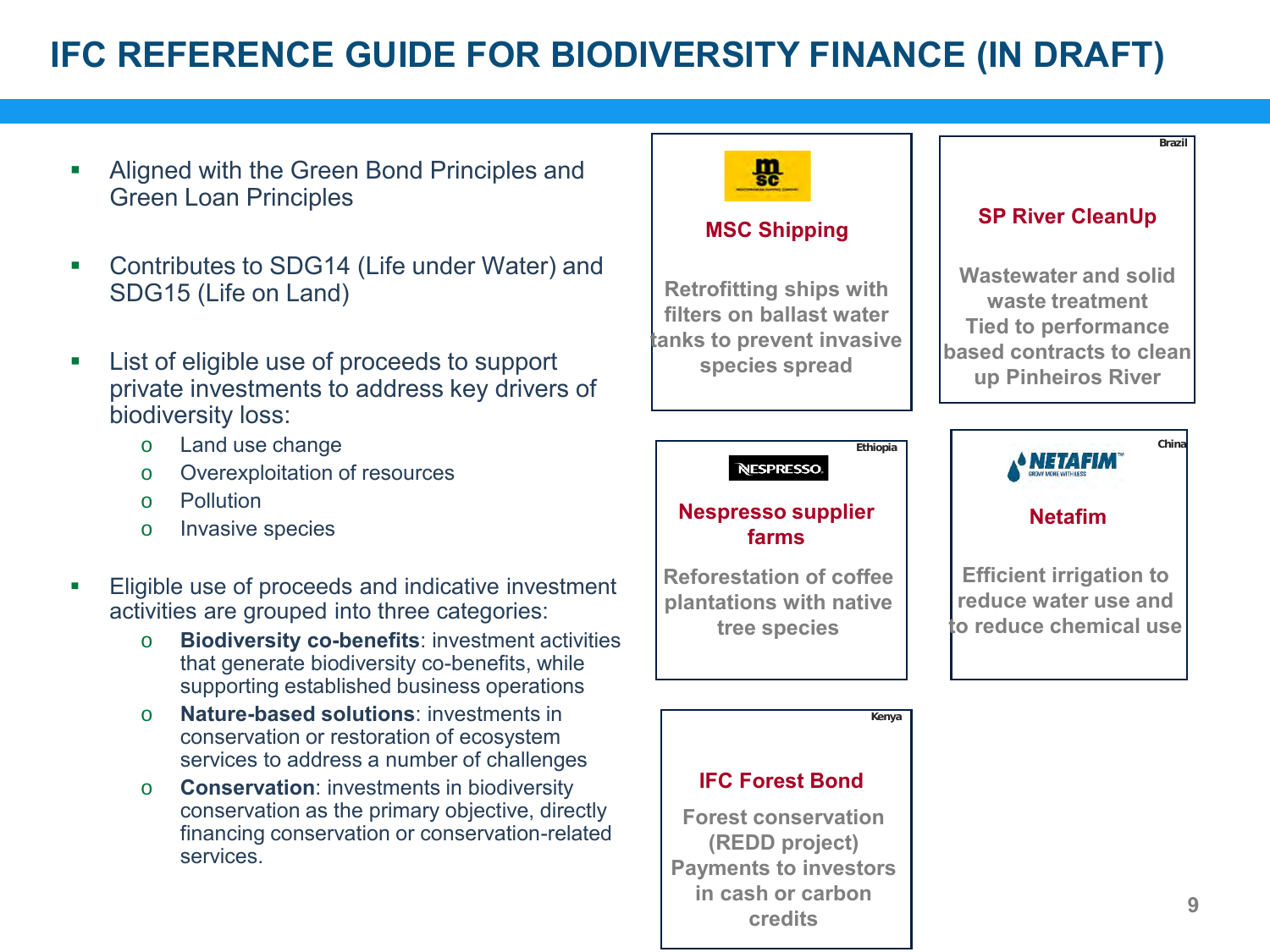# IFC REFERENCE GUIDE FOR BIODIVERSITY FINANCE (IN DRAFT)

- Aligned with the Green Bond Principles and Green Loan Principles
- Contributes to SDG14 (Life under Water) and SDG15 (Life on Land)
- List of eligible use of proceeds to support private investments to address key drivers of biodiversity loss:
  - Land use change
  - Overexploitation of resources
  - Pollution
  - Invasive species
- Eligible use of proceeds and indicative investment activities are grouped into three categories:
  - **Biodiversity co-benefits**: investment activities that generate biodiversity co-benefits, while supporting established business operations
  - **Nature-based solutions**: investments in conservation or restoration of ecosystem services to address a number of challenges
  - **Conservation**: investments in biodiversity conservation as the primary objective, directly financing conservation or conservation-related services.

**MSC Shipping**

Retrofitting ships with filters on ballast water tanks to prevent invasive species spread

Brazil

**SP River CleanUp**

Wastewater and solid waste treatment
Tied to performance based contracts to clean up Pinheiros River

Ethiopia

**Nespresso supplier farms**

Reforestation of coffee plantations with native tree species

China

**Netafim**

Efficient irrigation to reduce water use and to reduce chemical use

Kenya

**IFC Forest Bond**

Forest conservation (REDD project)
Payments to investors in cash or carbon credits